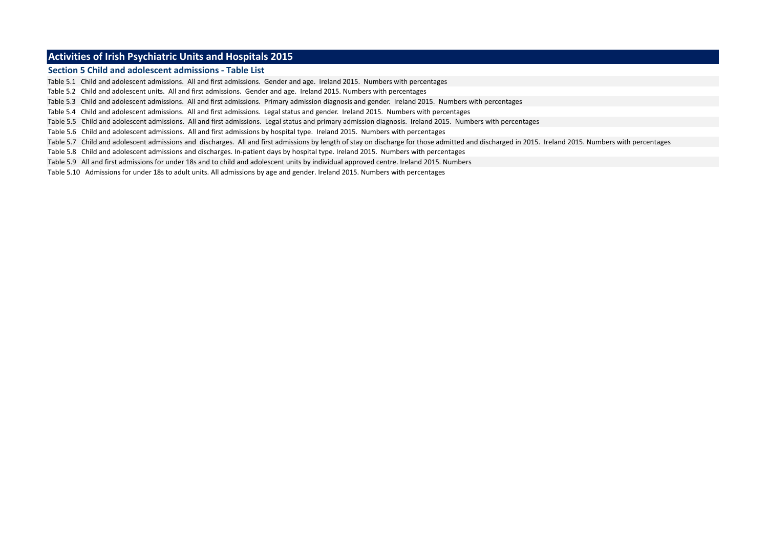# Activities of Irish Psychiatric Units and Hospitals 2015

## Section 5 Child and adolescent admissions - Table List

Table 5.1 Child and adolescent admissions. All and first admissions. Gender and age. Ireland 2015. Numbers with percentages

Table 5.2 Child and adolescent units. All and first admissions. Gender and age. Ireland 2015. Numbers with percentages

Table 5.3 Child and adolescent admissions. All and first admissions. Primary admission diagnosis and gender. Ireland 2015. Numbers with percentages

Table 5.4 Child and adolescent admissions. All and first admissions. Legal status and gender. Ireland 2015. Numbers with percentages

Table 5.5 Child and adolescent admissions. All and first admissions. Legal status and primary admission diagnosis. Ireland 2015. Numbers with percentages

Table 5.6 Child and adolescent admissions. All and first admissions by hospital type. Ireland 2015. Numbers with percentages

Table 5.7 Child and adolescent admissions and discharges. All and first admissions by length of stay on discharge for those admitted and discharged in 2015. Ireland 2015. Numbers with percentages

Table 5.8 Child and adolescent admissions and discharges. In-patient days by hospital type. Ireland 2015. Numbers with percentages

Table 5.9 All and first admissions for under 18s and to child and adolescent units by individual approved centre. Ireland 2015. Numbers

Table 5.10 Admissions for under 18s to adult units. All admissions by age and gender. Ireland 2015. Numbers with percentages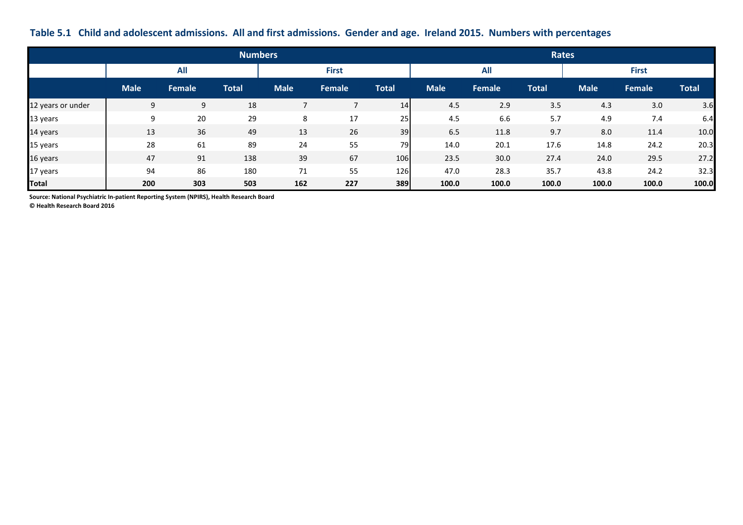**Table 5.1 Child and adolescent admissions. All and first admissions. Gender and age. Ireland 2015. Numbers with percentages**

| | Numbers | | | | | | Rates | | | | | |
|---|---|---|---|---|---|---|---|---|---|---|---|---|
| | All | | | First | | | All | | | First | | |
| | Male | Female | Total | Male | Female | Total | Male | Female | Total | Male | Female | Total |
| 12 years or under | 9 | 9 | 18 | 7 | 7 | 14 | 4.5 | 2.9 | 3.5 | 4.3 | 3.0 | 3.6 |
| 13 years | 9 | 20 | 29 | 8 | 17 | 25 | 4.5 | 6.6 | 5.7 | 4.9 | 7.4 | 6.4 |
| 14 years | 13 | 36 | 49 | 13 | 26 | 39 | 6.5 | 11.8 | 9.7 | 8.0 | 11.4 | 10.0 |
| 15 years | 28 | 61 | 89 | 24 | 55 | 79 | 14.0 | 20.1 | 17.6 | 14.8 | 24.2 | 20.3 |
| 16 years | 47 | 91 | 138 | 39 | 67 | 106 | 23.5 | 30.0 | 27.4 | 24.0 | 29.5 | 27.2 |
| 17 years | 94 | 86 | 180 | 71 | 55 | 126 | 47.0 | 28.3 | 35.7 | 43.8 | 24.2 | 32.3 |
| **Total** | **200** | **303** | **503** | **162** | **227** | **389** | **100.0** | **100.0** | **100.0** | **100.0** | **100.0** | **100.0** |

**Source: National Psychiatric In-patient Reporting System (NPIRS), Health Research Board**
**© Health Research Board 2016**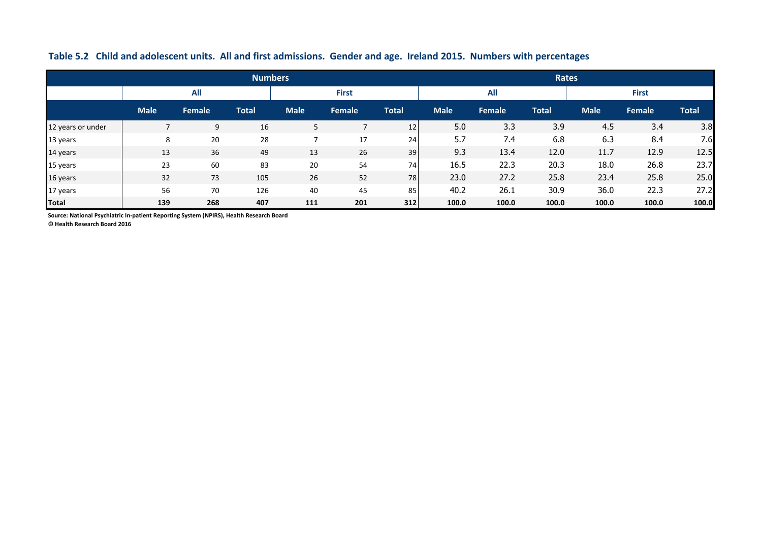**Table 5.2 Child and adolescent units. All and first admissions. Gender and age. Ireland 2015. Numbers with percentages**

| | Numbers | | | | | | Rates | | | | | |
|---|---|---|---|---|---|---|---|---|---|---|---|---|
| | All | | | First | | | All | | | First | | |
| | Male | Female | Total | Male | Female | Total | Male | Female | Total | Male | Female | Total |
| 12 years or under | 7 | 9 | 16 | 5 | 7 | 12 | 5.0 | 3.3 | 3.9 | 4.5 | 3.4 | 3.8 |
| 13 years | 8 | 20 | 28 | 7 | 17 | 24 | 5.7 | 7.4 | 6.8 | 6.3 | 8.4 | 7.6 |
| 14 years | 13 | 36 | 49 | 13 | 26 | 39 | 9.3 | 13.4 | 12.0 | 11.7 | 12.9 | 12.5 |
| 15 years | 23 | 60 | 83 | 20 | 54 | 74 | 16.5 | 22.3 | 20.3 | 18.0 | 26.8 | 23.7 |
| 16 years | 32 | 73 | 105 | 26 | 52 | 78 | 23.0 | 27.2 | 25.8 | 23.4 | 25.8 | 25.0 |
| 17 years | 56 | 70 | 126 | 40 | 45 | 85 | 40.2 | 26.1 | 30.9 | 36.0 | 22.3 | 27.2 |
| **Total** | **139** | **268** | **407** | **111** | **201** | **312** | **100.0** | **100.0** | **100.0** | **100.0** | **100.0** | **100.0** |

**Source: National Psychiatric In-patient Reporting System (NPIRS), Health Research Board**
**© Health Research Board 2016**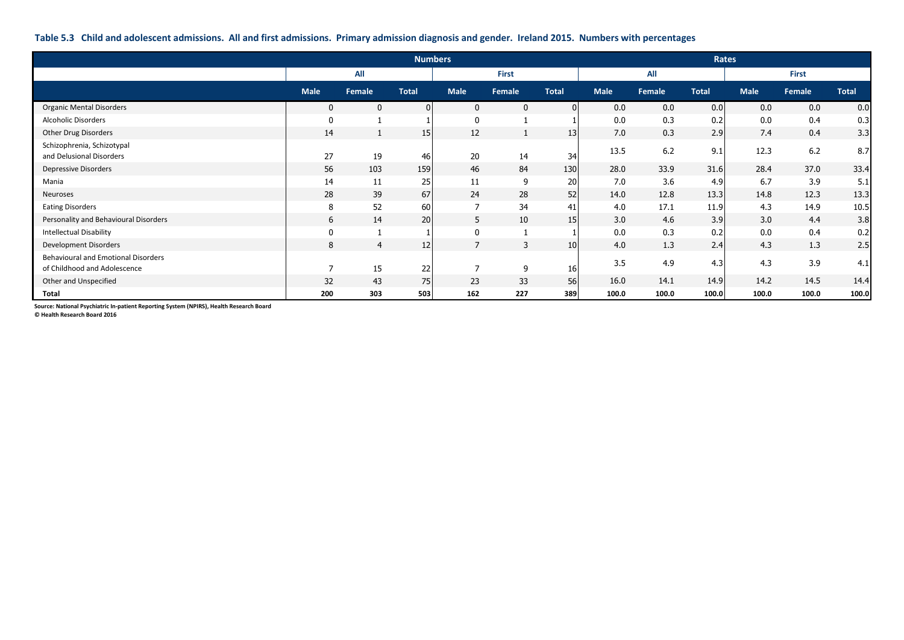**Table 5.3 Child and adolescent admissions. All and first admissions. Primary admission diagnosis and gender. Ireland 2015. Numbers with percentages**

| | Numbers | | | | | | Rates | | | | | |
|---|---|---|---|---|---|---|---|---|---|---|---|---|
| | All | | | First | | | All | | | First | | |
| | Male | Female | Total | Male | Female | Total | Male | Female | Total | Male | Female | Total |
| Organic Mental Disorders | 0 | 0 | 0 | 0 | 0 | 0 | 0.0 | 0.0 | 0.0 | 0.0 | 0.0 | 0.0 |
| Alcoholic Disorders | 0 | 1 | 1 | 0 | 1 | 1 | 0.0 | 0.3 | 0.2 | 0.0 | 0.4 | 0.3 |
| Other Drug Disorders | 14 | 1 | 15 | 12 | 1 | 13 | 7.0 | 0.3 | 2.9 | 7.4 | 0.4 | 3.3 |
| Schizophrenia, Schizotypal and Delusional Disorders | 27 | 19 | 46 | 20 | 14 | 34 | 13.5 | 6.2 | 9.1 | 12.3 | 6.2 | 8.7 |
| Depressive Disorders | 56 | 103 | 159 | 46 | 84 | 130 | 28.0 | 33.9 | 31.6 | 28.4 | 37.0 | 33.4 |
| Mania | 14 | 11 | 25 | 11 | 9 | 20 | 7.0 | 3.6 | 4.9 | 6.7 | 3.9 | 5.1 |
| Neuroses | 28 | 39 | 67 | 24 | 28 | 52 | 14.0 | 12.8 | 13.3 | 14.8 | 12.3 | 13.3 |
| Eating Disorders | 8 | 52 | 60 | 7 | 34 | 41 | 4.0 | 17.1 | 11.9 | 4.3 | 14.9 | 10.5 |
| Personality and Behavioural Disorders | 6 | 14 | 20 | 5 | 10 | 15 | 3.0 | 4.6 | 3.9 | 3.0 | 4.4 | 3.8 |
| Intellectual Disability | 0 | 1 | 1 | 0 | 1 | 1 | 0.0 | 0.3 | 0.2 | 0.0 | 0.4 | 0.2 |
| Development Disorders | 8 | 4 | 12 | 7 | 3 | 10 | 4.0 | 1.3 | 2.4 | 4.3 | 1.3 | 2.5 |
| Behavioural and Emotional Disorders of Childhood and Adolescence | 7 | 15 | 22 | 7 | 9 | 16 | 3.5 | 4.9 | 4.3 | 4.3 | 3.9 | 4.1 |
| Other and Unspecified | 32 | 43 | 75 | 23 | 33 | 56 | 16.0 | 14.1 | 14.9 | 14.2 | 14.5 | 14.4 |
| **Total** | **200** | **303** | **503** | **162** | **227** | **389** | **100.0** | **100.0** | **100.0** | **100.0** | **100.0** | **100.0** |

**Source: National Psychiatric In-patient Reporting System (NPIRS), Health Research Board**
**© Health Research Board 2016**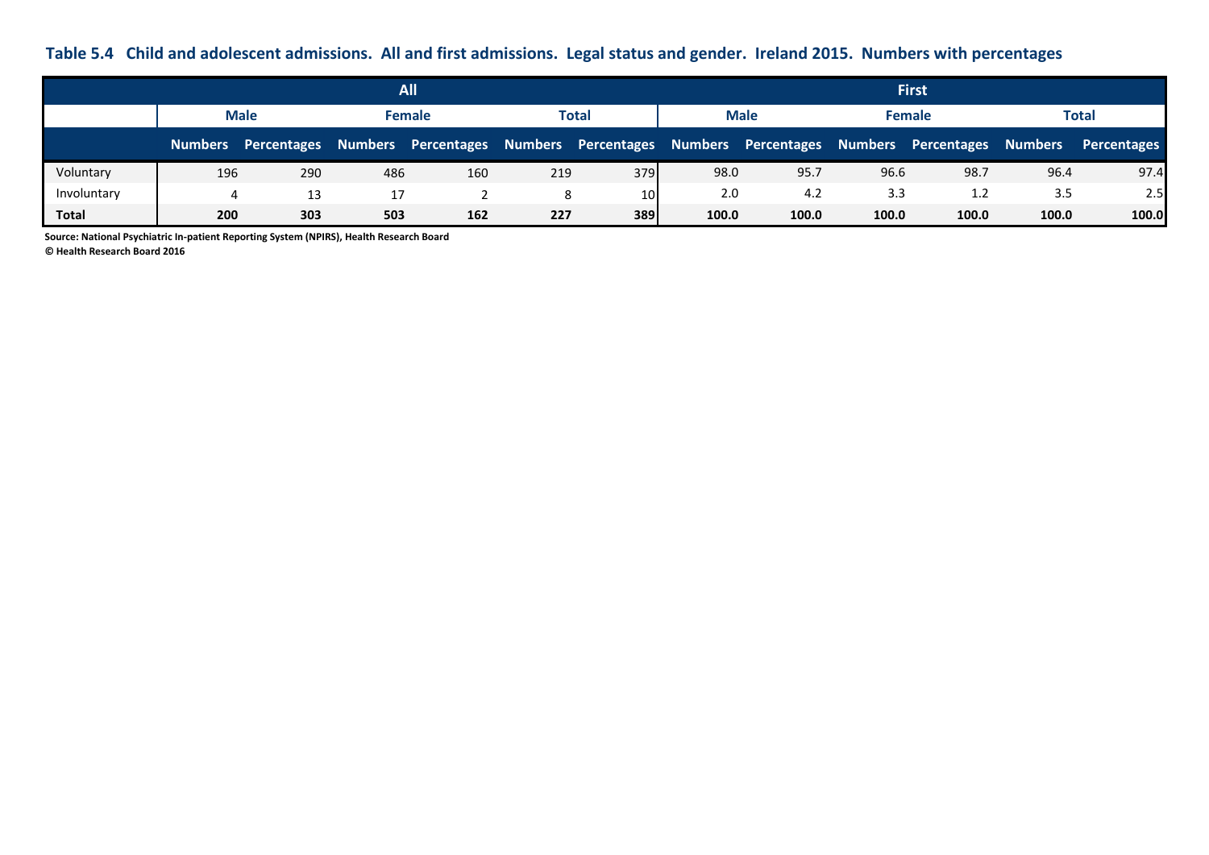**Table 5.4 Child and adolescent admissions. All and first admissions. Legal status and gender. Ireland 2015. Numbers with percentages**

| | All | | | | | | First | | | | | |
|---|---|---|---|---|---|---|---|---|---|---|---|---|
| | Male | | Female | | Total | | Male | | Female | | Total | |
| | Numbers | Percentages | Numbers | Percentages | Numbers | Percentages | Numbers | Percentages | Numbers | Percentages | Numbers | Percentages |
| Voluntary | 196 | 290 | 486 | 160 | 219 | 379 | 98.0 | 95.7 | 96.6 | 98.7 | 96.4 | 97.4 |
| Involuntary | 4 | 13 | 17 | 2 | 8 | 10 | 2.0 | 4.2 | 3.3 | 1.2 | 3.5 | 2.5 |
| **Total** | **200** | **303** | **503** | **162** | **227** | **389** | **100.0** | **100.0** | **100.0** | **100.0** | **100.0** | **100.0** |

**Source: National Psychiatric In-patient Reporting System (NPIRS), Health Research Board**
**© Health Research Board 2016**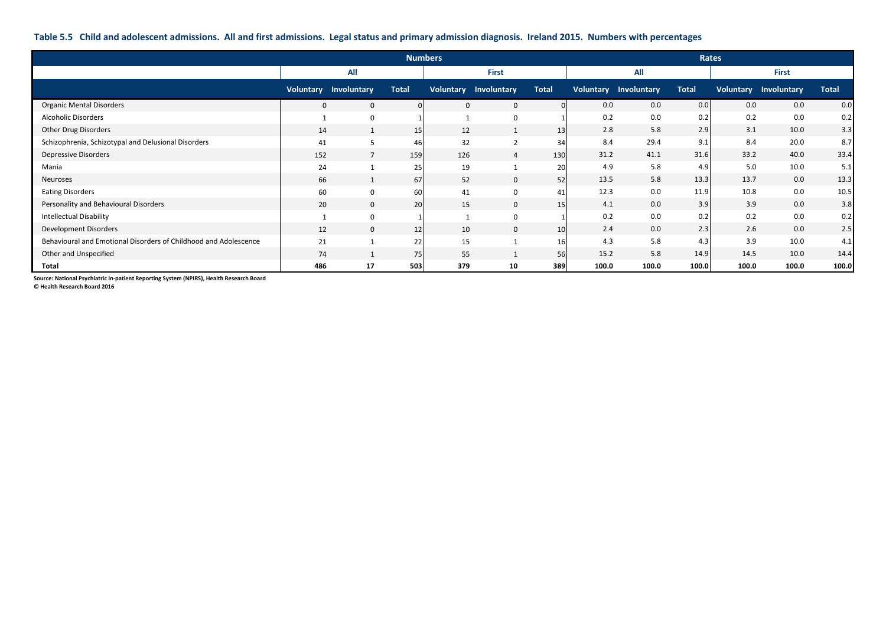**Table 5.5 Child and adolescent admissions. All and first admissions. Legal status and primary admission diagnosis. Ireland 2015. Numbers with percentages**

| | Numbers | | | | | | Rates | | | | | |
|---|---|---|---|---|---|---|---|---|---|---|---|---|
| | All | | | First | | | All | | | First | | |
| | Voluntary | Involuntary | Total | Voluntary | Involuntary | Total | Voluntary | Involuntary | Total | Voluntary | Involuntary | Total |
| Organic Mental Disorders | 0 | 0 | 0 | 0 | 0 | 0 | 0.0 | 0.0 | 0.0 | 0.0 | 0.0 | 0.0 |
| Alcoholic Disorders | 1 | 0 | 1 | 1 | 0 | 1 | 0.2 | 0.0 | 0.2 | 0.2 | 0.0 | 0.2 |
| Other Drug Disorders | 14 | 1 | 15 | 12 | 1 | 13 | 2.8 | 5.8 | 2.9 | 3.1 | 10.0 | 3.3 |
| Schizophrenia, Schizotypal and Delusional Disorders | 41 | 5 | 46 | 32 | 2 | 34 | 8.4 | 29.4 | 9.1 | 8.4 | 20.0 | 8.7 |
| Depressive Disorders | 152 | 7 | 159 | 126 | 4 | 130 | 31.2 | 41.1 | 31.6 | 33.2 | 40.0 | 33.4 |
| Mania | 24 | 1 | 25 | 19 | 1 | 20 | 4.9 | 5.8 | 4.9 | 5.0 | 10.0 | 5.1 |
| Neuroses | 66 | 1 | 67 | 52 | 0 | 52 | 13.5 | 5.8 | 13.3 | 13.7 | 0.0 | 13.3 |
| Eating Disorders | 60 | 0 | 60 | 41 | 0 | 41 | 12.3 | 0.0 | 11.9 | 10.8 | 0.0 | 10.5 |
| Personality and Behavioural Disorders | 20 | 0 | 20 | 15 | 0 | 15 | 4.1 | 0.0 | 3.9 | 3.9 | 0.0 | 3.8 |
| Intellectual Disability | 1 | 0 | 1 | 1 | 0 | 1 | 0.2 | 0.0 | 0.2 | 0.2 | 0.0 | 0.2 |
| Development Disorders | 12 | 0 | 12 | 10 | 0 | 10 | 2.4 | 0.0 | 2.3 | 2.6 | 0.0 | 2.5 |
| Behavioural and Emotional Disorders of Childhood and Adolescence | 21 | 1 | 22 | 15 | 1 | 16 | 4.3 | 5.8 | 4.3 | 3.9 | 10.0 | 4.1 |
| Other and Unspecified | 74 | 1 | 75 | 55 | 1 | 56 | 15.2 | 5.8 | 14.9 | 14.5 | 10.0 | 14.4 |
| **Total** | **486** | **17** | **503** | **379** | **10** | **389** | **100.0** | **100.0** | **100.0** | **100.0** | **100.0** | **100.0** |

**Source: National Psychiatric In-patient Reporting System (NPIRS), Health Research Board**
**© Health Research Board 2016**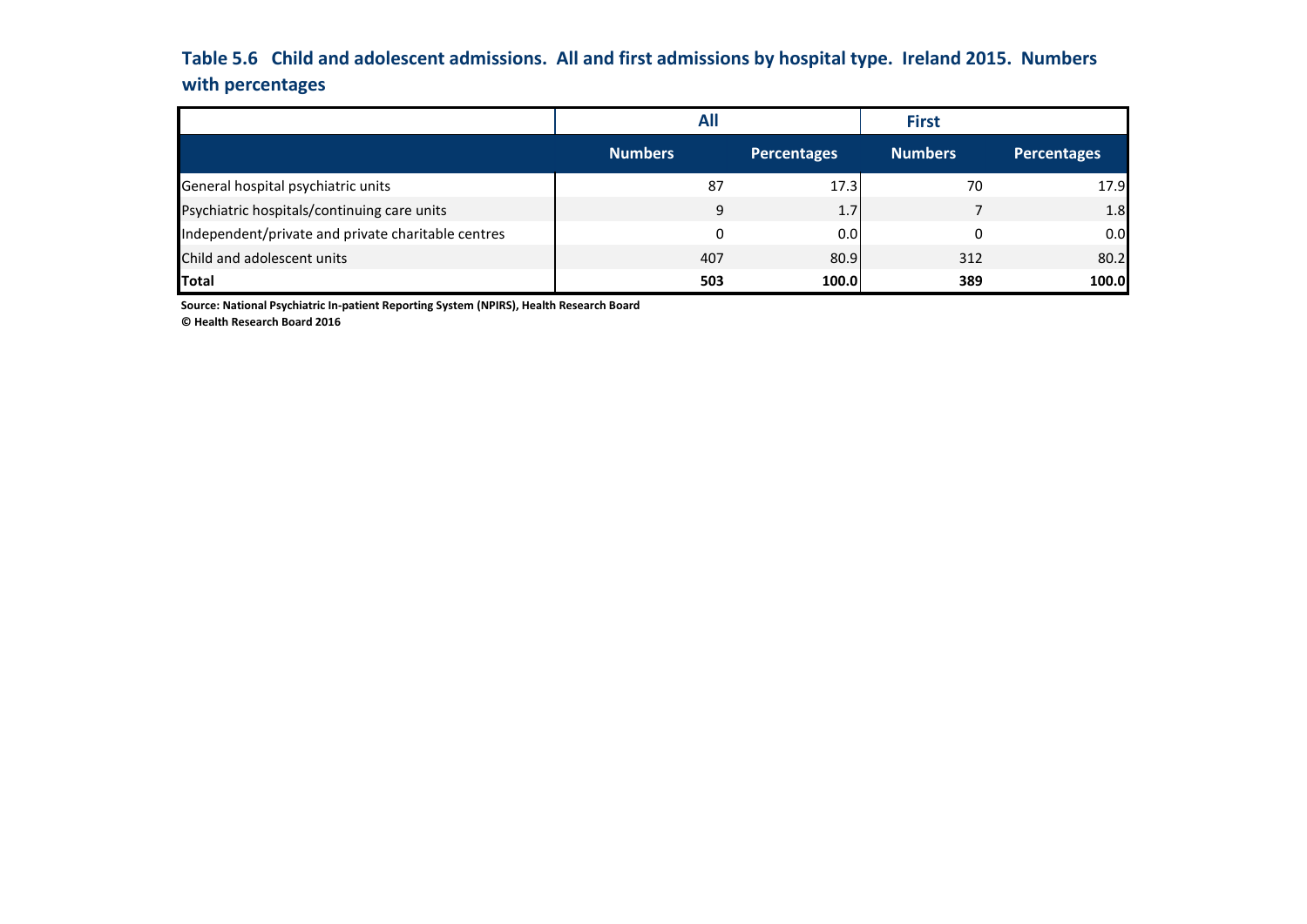**Table 5.6 Child and adolescent admissions. All and first admissions by hospital type. Ireland 2015. Numbers with percentages**

| | All | | First | |
|---|---|---|---|---|
| | Numbers | Percentages | Numbers | Percentages |
| General hospital psychiatric units | 87 | 17.3 | 70 | 17.9 |
| Psychiatric hospitals/continuing care units | 9 | 1.7 | 7 | 1.8 |
| Independent/private and private charitable centres | 0 | 0.0 | 0 | 0.0 |
| Child and adolescent units | 407 | 80.9 | 312 | 80.2 |
| **Total** | **503** | **100.0** | **389** | **100.0** |

**Source: National Psychiatric In-patient Reporting System (NPIRS), Health Research Board**
**© Health Research Board 2016**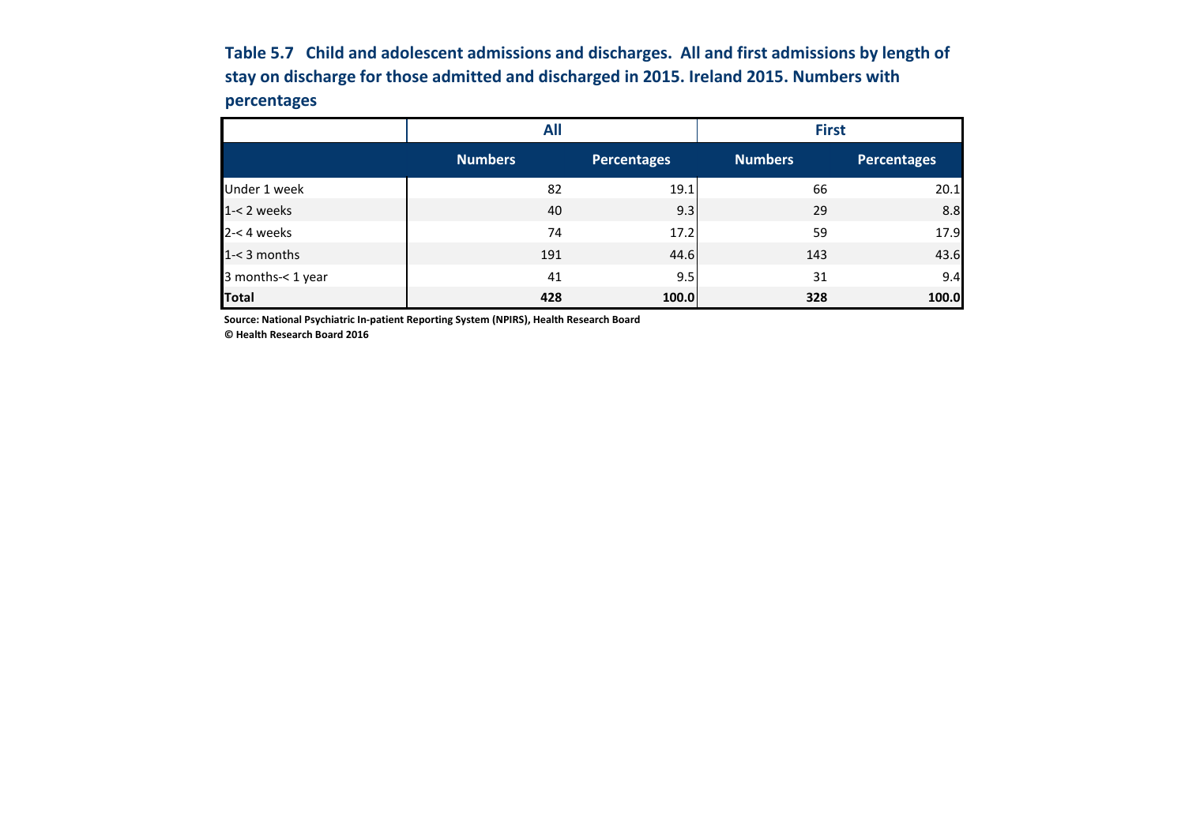**Table 5.7 Child and adolescent admissions and discharges. All and first admissions by length of stay on discharge for those admitted and discharged in 2015. Ireland 2015. Numbers with percentages**

| | All | | First | |
|---|---|---|---|---|
| | Numbers | Percentages | Numbers | Percentages |
| Under 1 week | 82 | 19.1 | 66 | 20.1 |
| 1-< 2 weeks | 40 | 9.3 | 29 | 8.8 |
| 2-< 4 weeks | 74 | 17.2 | 59 | 17.9 |
| 1-< 3 months | 191 | 44.6 | 143 | 43.6 |
| 3 months-< 1 year | 41 | 9.5 | 31 | 9.4 |
| **Total** | **428** | **100.0** | **328** | **100.0** |

**Source: National Psychiatric In-patient Reporting System (NPIRS), Health Research Board**
**© Health Research Board 2016**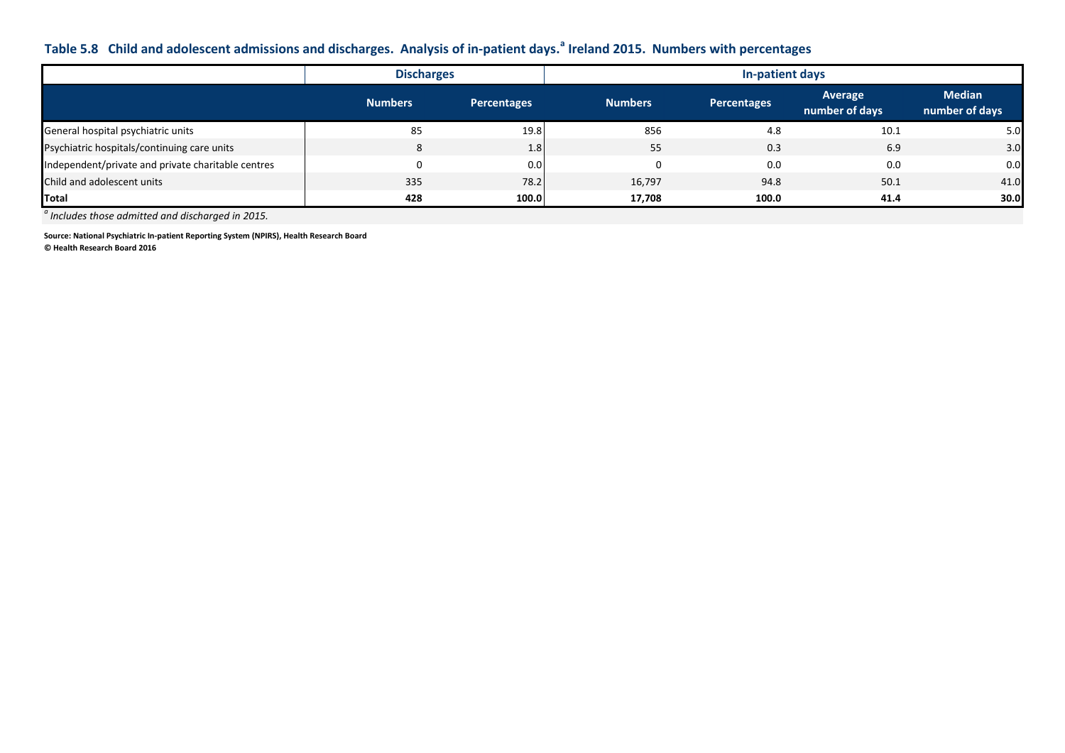## Table 5.8 Child and adolescent admissions and discharges. Analysis of in-patient days.[a] Ireland 2015. Numbers with percentages

| | Discharges | | In-patient days | | | |
|---|---|---|---|---|---|---|
| | Numbers | Percentages | Numbers | Percentages | Average number of days | Median number of days |
| General hospital psychiatric units | 85 | 19.8 | 856 | 4.8 | 10.1 | 5.0 |
| Psychiatric hospitals/continuing care units | 8 | 1.8 | 55 | 0.3 | 6.9 | 3.0 |
| Independent/private and private charitable centres | 0 | 0.0 | 0 | 0.0 | 0.0 | 0.0 |
| Child and adolescent units | 335 | 78.2 | 16,797 | 94.8 | 50.1 | 41.0 |
| **Total** | **428** | **100.0** | **17,708** | **100.0** | **41.4** | **30.0** |

[a] *Includes those admitted and discharged in 2015.*

**Source: National Psychiatric In-patient Reporting System (NPIRS), Health Research Board**
**© Health Research Board 2016**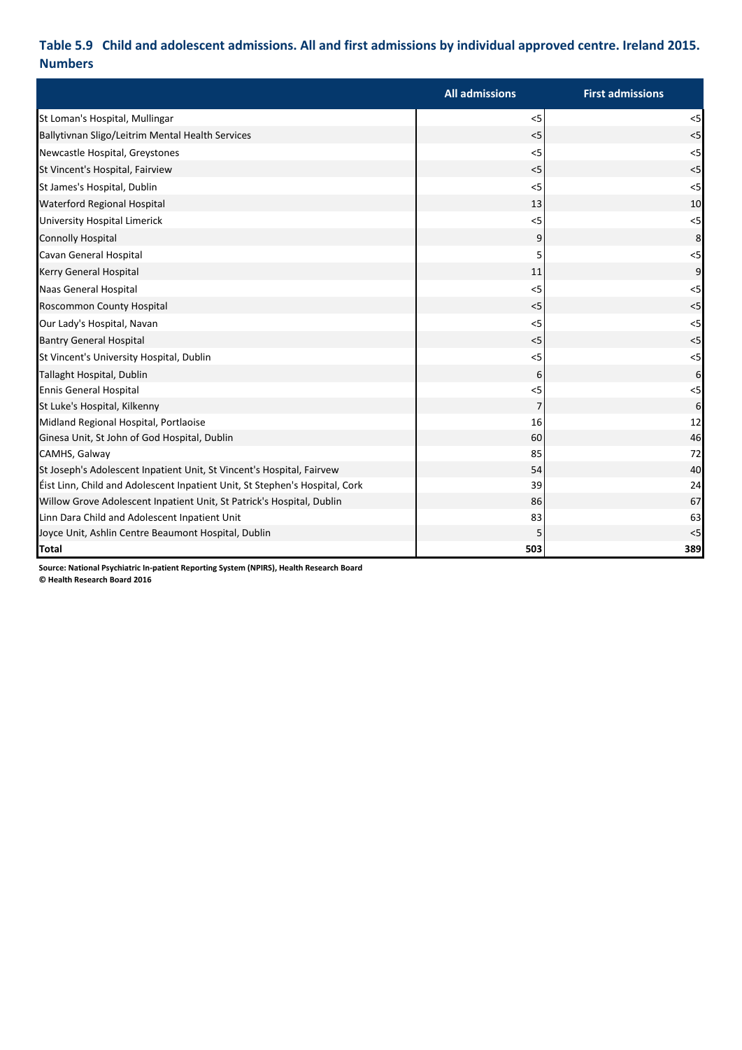## Table 5.9 Child and adolescent admissions. All and first admissions by individual approved centre. Ireland 2015. Numbers

| | All admissions | First admissions |
|---|---|---|
| St Loman's Hospital, Mullingar | <5 | <5 |
| Ballytivnan Sligo/Leitrim Mental Health Services | <5 | <5 |
| Newcastle Hospital, Greystones | <5 | <5 |
| St Vincent's Hospital, Fairview | <5 | <5 |
| St James's Hospital, Dublin | <5 | <5 |
| Waterford Regional Hospital | 13 | 10 |
| University Hospital Limerick | <5 | <5 |
| Connolly Hospital | 9 | 8 |
| Cavan General Hospital | 5 | <5 |
| Kerry General Hospital | 11 | 9 |
| Naas General Hospital | <5 | <5 |
| Roscommon County Hospital | <5 | <5 |
| Our Lady's Hospital, Navan | <5 | <5 |
| Bantry General Hospital | <5 | <5 |
| St Vincent's University Hospital, Dublin | <5 | <5 |
| Tallaght Hospital, Dublin | 6 | 6 |
| Ennis General Hospital | <5 | <5 |
| St Luke's Hospital, Kilkenny | 7 | 6 |
| Midland Regional Hospital, Portlaoise | 16 | 12 |
| Ginesa Unit, St John of God Hospital, Dublin | 60 | 46 |
| CAMHS, Galway | 85 | 72 |
| St Joseph's Adolescent Inpatient Unit, St Vincent's Hospital, Fairvew | 54 | 40 |
| Éist Linn, Child and Adolescent Inpatient Unit, St Stephen's Hospital, Cork | 39 | 24 |
| Willow Grove Adolescent Inpatient Unit, St Patrick's Hospital, Dublin | 86 | 67 |
| Linn Dara Child and Adolescent Inpatient Unit | 83 | 63 |
| Joyce Unit, Ashlin Centre Beaumont Hospital, Dublin | 5 | <5 |
| **Total** | **503** | **389** |

**Source: National Psychiatric In-patient Reporting System (NPIRS), Health Research Board**
**© Health Research Board 2016**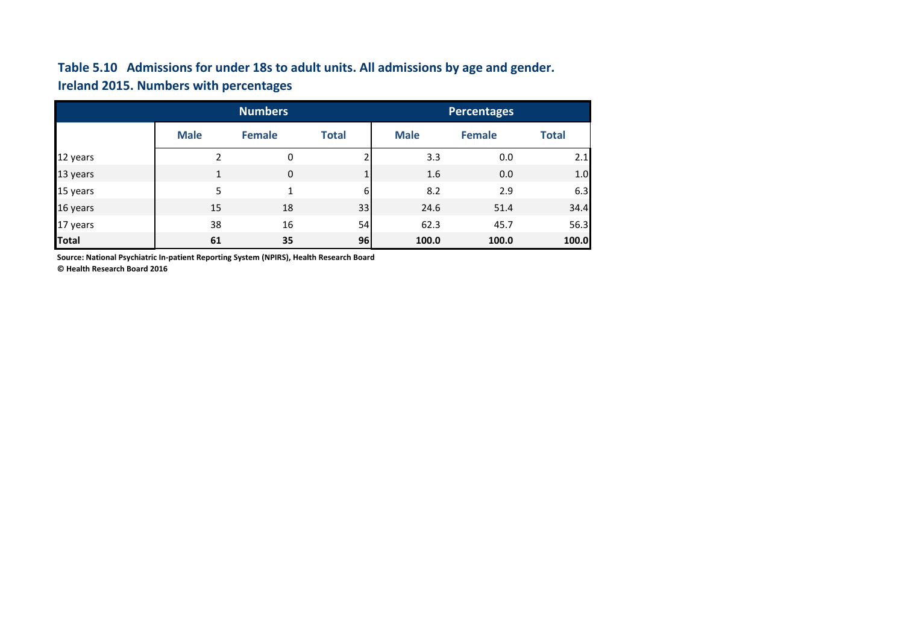## Table 5.10 Admissions for under 18s to adult units. All admissions by age and gender. Ireland 2015. Numbers with percentages

| | Numbers | | | Percentages | | |
|---|---|---|---|---|---|---|
| | Male | Female | Total | Male | Female | Total |
| 12 years | 2 | 0 | 2 | 3.3 | 0.0 | 2.1 |
| 13 years | 1 | 0 | 1 | 1.6 | 0.0 | 1.0 |
| 15 years | 5 | 1 | 6 | 8.2 | 2.9 | 6.3 |
| 16 years | 15 | 18 | 33 | 24.6 | 51.4 | 34.4 |
| 17 years | 38 | 16 | 54 | 62.3 | 45.7 | 56.3 |
| **Total** | **61** | **35** | **96** | **100.0** | **100.0** | **100.0** |

**Source: National Psychiatric In-patient Reporting System (NPIRS), Health Research Board**

**© Health Research Board 2016**